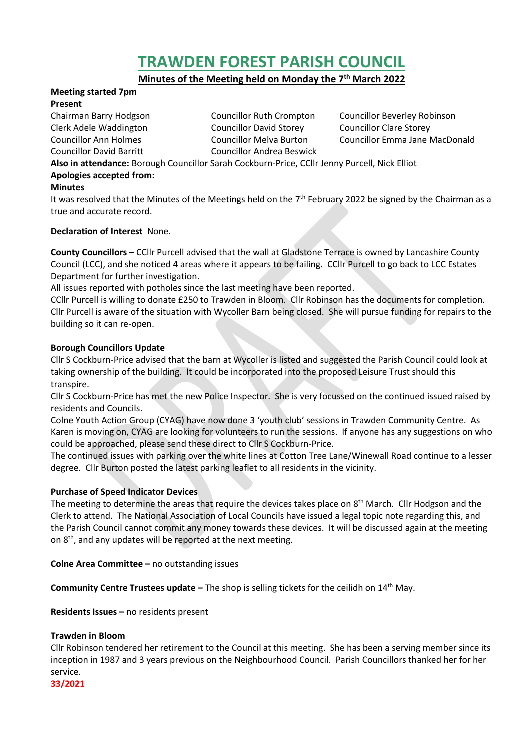# TRAWDEN FOREST PARISH COUNCIL

## Minutes of the Meeting held on Monday the 7th March 2022

**Meeting started 7pm**

**Present**

Chairman Barry Hodgson
Clerk Adele Waddington
Councillor Ann Holmes
Councillor David Barritt
Councillor Ruth Crompton
Councillor David Storey
Councillor Melva Burton
Councillor Andrea Beswick
Councillor Beverley Robinson
Councillor Clare Storey
Councillor Emma Jane MacDonald

**Also in attendance:** Borough Councillor Sarah Cockburn-Price, CCllr Jenny Purcell, Nick Elliot

**Apologies accepted from:**

**Minutes**

It was resolved that the Minutes of the Meetings held on the 7th February 2022 be signed by the Chairman as a true and accurate record.

**Declaration of Interest** None.

**County Councillors –** CCllr Purcell advised that the wall at Gladstone Terrace is owned by Lancashire County Council (LCC), and she noticed 4 areas where it appears to be failing. CCllr Purcell to go back to LCC Estates Department for further investigation.

All issues reported with potholes since the last meeting have been reported.

CCllr Purcell is willing to donate £250 to Trawden in Bloom. Cllr Robinson has the documents for completion.

Cllr Purcell is aware of the situation with Wycoller Barn being closed. She will pursue funding for repairs to the building so it can re-open.

**Borough Councillors Update**

Cllr S Cockburn-Price advised that the barn at Wycoller is listed and suggested the Parish Council could look at taking ownership of the building. It could be incorporated into the proposed Leisure Trust should this transpire.

Cllr S Cockburn-Price has met the new Police Inspector. She is very focussed on the continued issued raised by residents and Councils.

Colne Youth Action Group (CYAG) have now done 3 'youth club' sessions in Trawden Community Centre. As Karen is moving on, CYAG are looking for volunteers to run the sessions. If anyone has any suggestions on who could be approached, please send these direct to Cllr S Cockburn-Price.

The continued issues with parking over the white lines at Cotton Tree Lane/Winewall Road continue to a lesser degree. Cllr Burton posted the latest parking leaflet to all residents in the vicinity.

**Purchase of Speed Indicator Devices**

The meeting to determine the areas that require the devices takes place on 8th March. Cllr Hodgson and the Clerk to attend. The National Association of Local Councils have issued a legal topic note regarding this, and the Parish Council cannot commit any money towards these devices. It will be discussed again at the meeting on 8th, and any updates will be reported at the next meeting.

**Colne Area Committee –** no outstanding issues

**Community Centre Trustees update –** The shop is selling tickets for the ceilidh on 14th May.

**Residents Issues –** no residents present

**Trawden in Bloom**

Cllr Robinson tendered her retirement to the Council at this meeting. She has been a serving member since its inception in 1987 and 3 years previous on the Neighbourhood Council. Parish Councillors thanked her for her service.

33/2021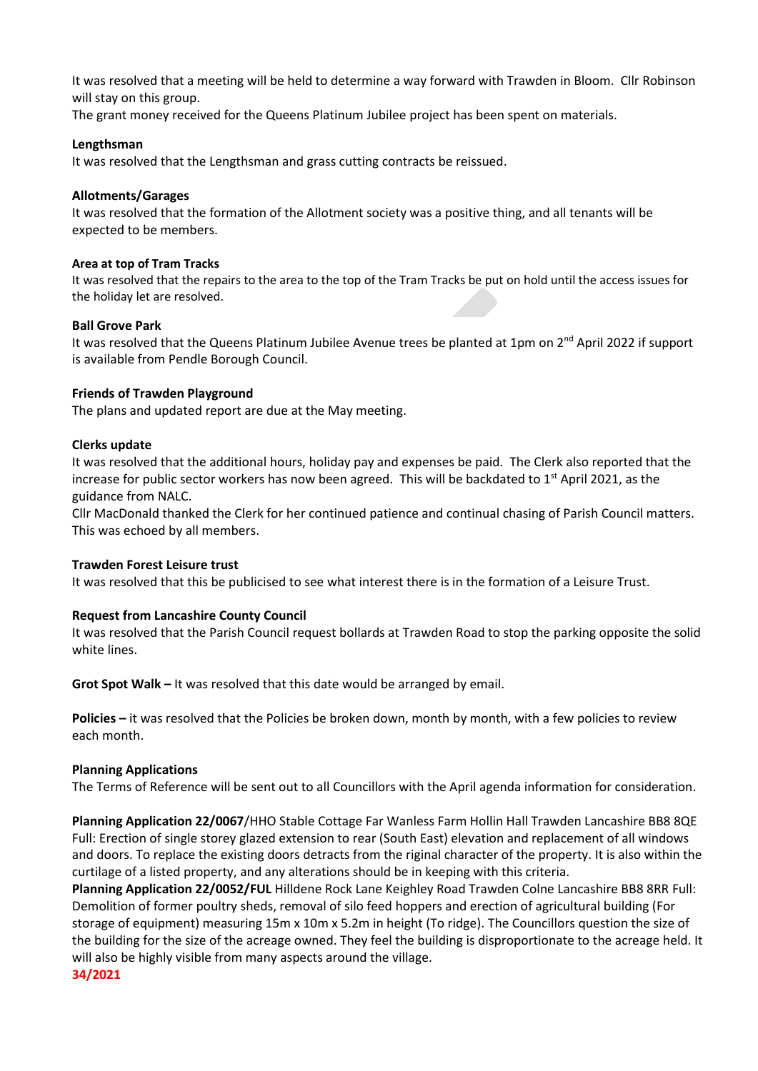It was resolved that a meeting will be held to determine a way forward with Trawden in Bloom. Cllr Robinson will stay on this group.
The grant money received for the Queens Platinum Jubilee project has been spent on materials.

**Lengthsman**
It was resolved that the Lengthsman and grass cutting contracts be reissued.

**Allotments/Garages**
It was resolved that the formation of the Allotment society was a positive thing, and all tenants will be expected to be members.

**Area at top of Tram Tracks**
It was resolved that the repairs to the area to the top of the Tram Tracks be put on hold until the access issues for the holiday let are resolved.

**Ball Grove Park**
It was resolved that the Queens Platinum Jubilee Avenue trees be planted at 1pm on 2nd April 2022 if support is available from Pendle Borough Council.

**Friends of Trawden Playground**
The plans and updated report are due at the May meeting.

**Clerks update**
It was resolved that the additional hours, holiday pay and expenses be paid. The Clerk also reported that the increase for public sector workers has now been agreed. This will be backdated to 1st April 2021, as the guidance from NALC.
Cllr MacDonald thanked the Clerk for her continued patience and continual chasing of Parish Council matters. This was echoed by all members.

**Trawden Forest Leisure trust**
It was resolved that this be publicised to see what interest there is in the formation of a Leisure Trust.

**Request from Lancashire County Council**
It was resolved that the Parish Council request bollards at Trawden Road to stop the parking opposite the solid white lines.

**Grot Spot Walk –** It was resolved that this date would be arranged by email.

**Policies –** it was resolved that the Policies be broken down, month by month, with a few policies to review each month.

**Planning Applications**
The Terms of Reference will be sent out to all Councillors with the April agenda information for consideration.

**Planning Application 22/0067**/HHO Stable Cottage Far Wanless Farm Hollin Hall Trawden Lancashire BB8 8QE Full: Erection of single storey glazed extension to rear (South East) elevation and replacement of all windows and doors. To replace the existing doors detracts from the riginal character of the property. It is also within the curtilage of a listed property, and any alterations should be in keeping with this criteria.
**Planning Application 22/0052/FUL** Hilldene Rock Lane Keighley Road Trawden Colne Lancashire BB8 8RR Full: Demolition of former poultry sheds, removal of silo feed hoppers and erection of agricultural building (For storage of equipment) measuring 15m x 10m x 5.2m in height (To ridge). The Councillors question the size of the building for the size of the acreage owned. They feel the building is disproportionate to the acreage held. It will also be highly visible from many aspects around the village.
**34/2021**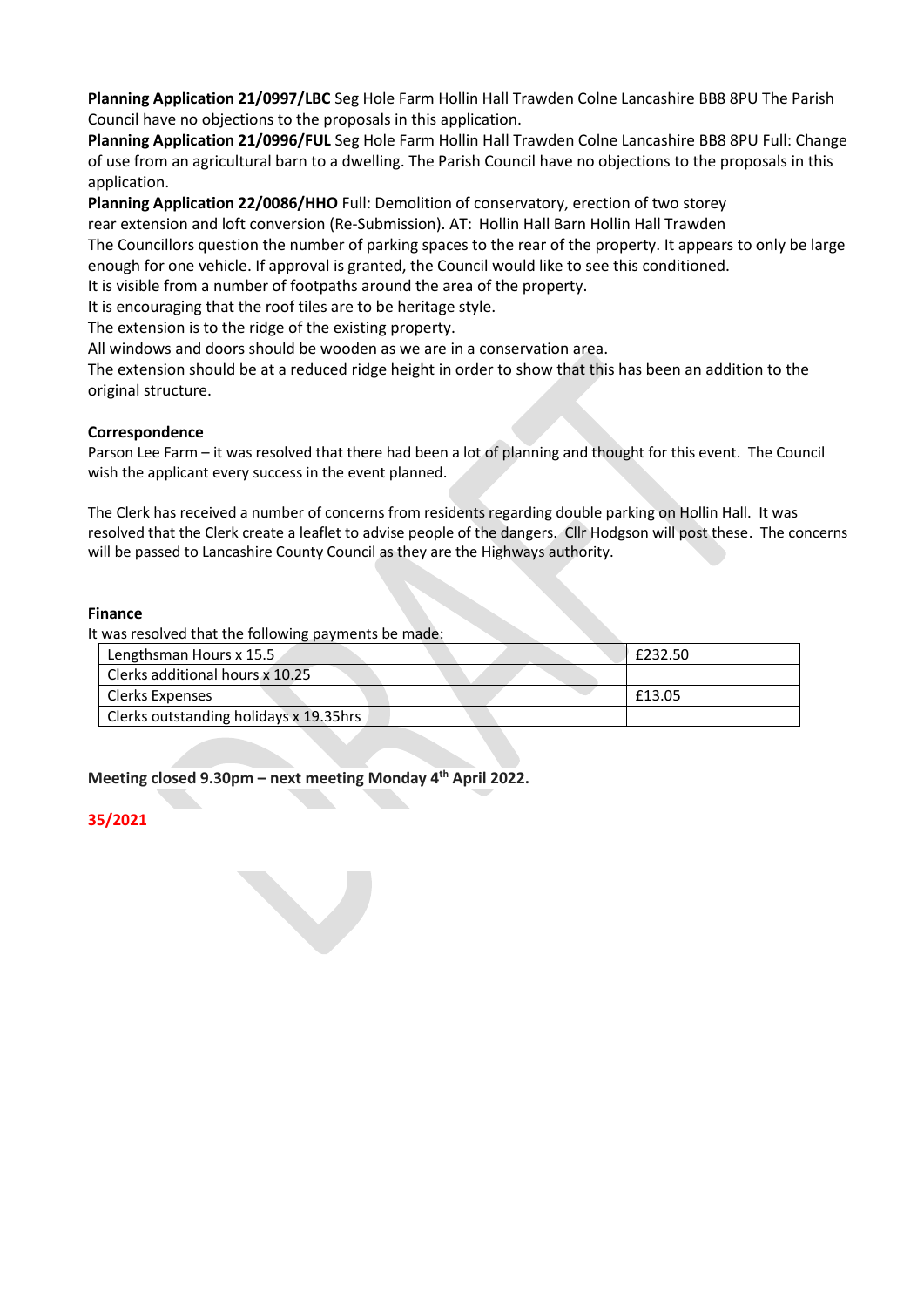**Planning Application 21/0997/LBC** Seg Hole Farm Hollin Hall Trawden Colne Lancashire BB8 8PU The Parish Council have no objections to the proposals in this application.

**Planning Application 21/0996/FUL** Seg Hole Farm Hollin Hall Trawden Colne Lancashire BB8 8PU Full: Change of use from an agricultural barn to a dwelling. The Parish Council have no objections to the proposals in this application.

**Planning Application 22/0086/HHO** Full: Demolition of conservatory, erection of two storey rear extension and loft conversion (Re-Submission). AT: Hollin Hall Barn Hollin Hall Trawden

The Councillors question the number of parking spaces to the rear of the property. It appears to only be large enough for one vehicle. If approval is granted, the Council would like to see this conditioned.

It is visible from a number of footpaths around the area of the property.

It is encouraging that the roof tiles are to be heritage style.

The extension is to the ridge of the existing property.

All windows and doors should be wooden as we are in a conservation area.

The extension should be at a reduced ridge height in order to show that this has been an addition to the original structure.

**Correspondence**

Parson Lee Farm – it was resolved that there had been a lot of planning and thought for this event. The Council wish the applicant every success in the event planned.

The Clerk has received a number of concerns from residents regarding double parking on Hollin Hall. It was resolved that the Clerk create a leaflet to advise people of the dangers. Cllr Hodgson will post these. The concerns will be passed to Lancashire County Council as they are the Highways authority.

**Finance**

It was resolved that the following payments be made:

| | |
|---|---|
| Lengthsman Hours x 15.5 | £232.50 |
| Clerks additional hours x 10.25 | |
| Clerks Expenses | £13.05 |
| Clerks outstanding holidays x 19.35hrs | |

**Meeting closed 9.30pm – next meeting Monday 4th April 2022.**

**35/2021**